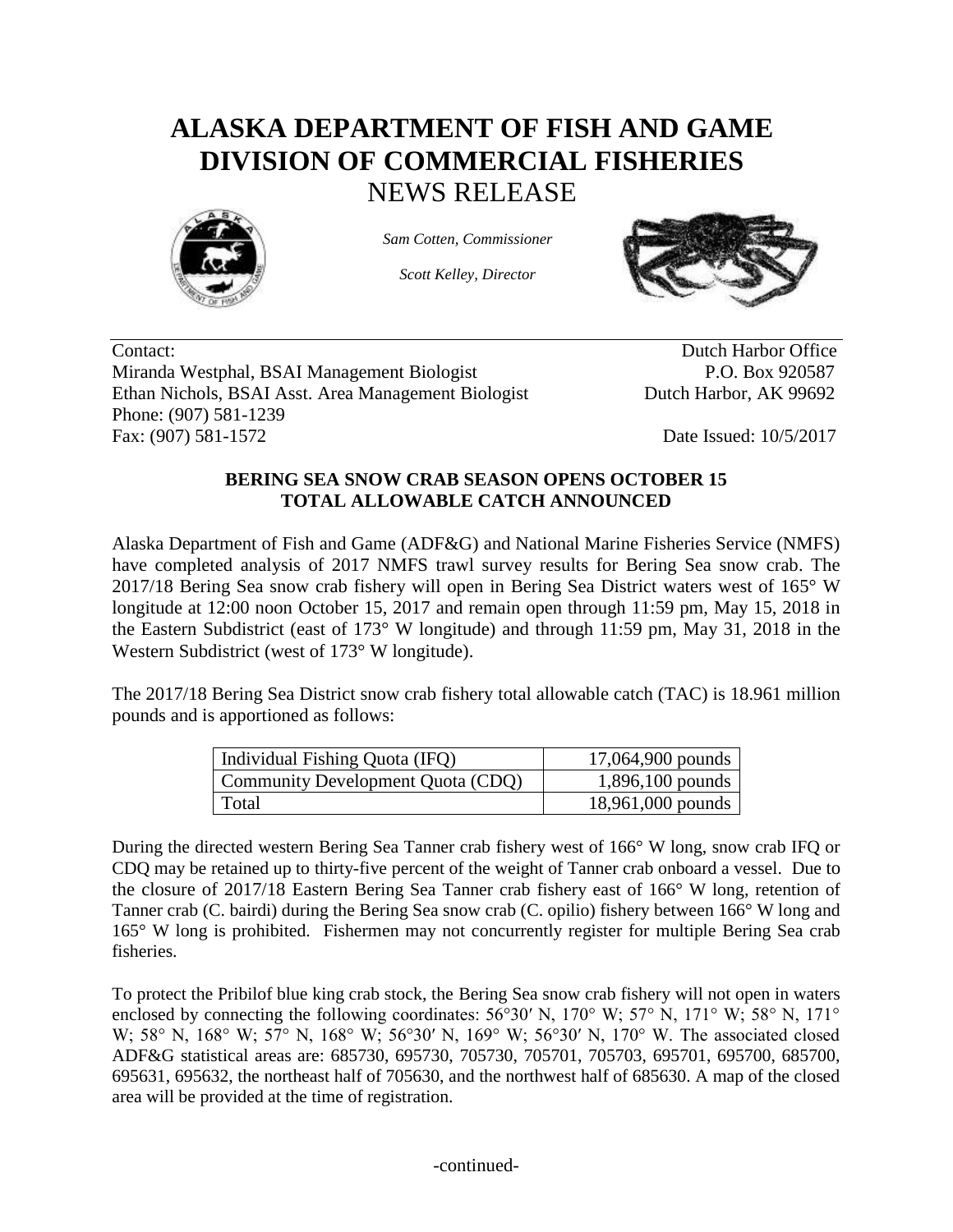# ALASKA DEPARTMENT OF FISH AND GAME
# DIVISION OF COMMERCIAL FISHERIES
## NEWS RELEASE

*Sam Cotten, Commissioner*

*Scott Kelley, Director*

Contact:
Miranda Westphal, BSAI Management Biologist
Ethan Nichols, BSAI Asst. Area Management Biologist
Phone: (907) 581-1239
Fax: (907) 581-1572

Dutch Harbor Office
P.O. Box 920587
Dutch Harbor, AK 99692

Date Issued: 10/5/2017

**BERING SEA SNOW CRAB SEASON OPENS OCTOBER 15**
**TOTAL ALLOWABLE CATCH ANNOUNCED**

Alaska Department of Fish and Game (ADF&G) and National Marine Fisheries Service (NMFS) have completed analysis of 2017 NMFS trawl survey results for Bering Sea snow crab. The 2017/18 Bering Sea snow crab fishery will open in Bering Sea District waters west of 165° W longitude at 12:00 noon October 15, 2017 and remain open through 11:59 pm, May 15, 2018 in the Eastern Subdistrict (east of 173° W longitude) and through 11:59 pm, May 31, 2018 in the Western Subdistrict (west of 173° W longitude).

The 2017/18 Bering Sea District snow crab fishery total allowable catch (TAC) is 18.961 million pounds and is apportioned as follows:

| | |
|---|---:|
| Individual Fishing Quota (IFQ) | 17,064,900 pounds |
| Community Development Quota (CDQ) | 1,896,100 pounds |
| Total | 18,961,000 pounds |

During the directed western Bering Sea Tanner crab fishery west of 166° W long, snow crab IFQ or CDQ may be retained up to thirty-five percent of the weight of Tanner crab onboard a vessel. Due to the closure of 2017/18 Eastern Bering Sea Tanner crab fishery east of 166° W long, retention of Tanner crab (C. bairdi) during the Bering Sea snow crab (C. opilio) fishery between 166° W long and 165° W long is prohibited. Fishermen may not concurrently register for multiple Bering Sea crab fisheries.

To protect the Pribilof blue king crab stock, the Bering Sea snow crab fishery will not open in waters enclosed by connecting the following coordinates: 56°30′ N, 170° W; 57° N, 171° W; 58° N, 171° W; 58° N, 168° W; 57° N, 168° W; 56°30′ N, 169° W; 56°30′ N, 170° W. The associated closed ADF&G statistical areas are: 685730, 695730, 705730, 705701, 705703, 695701, 695700, 685700, 695631, 695632, the northeast half of 705630, and the northwest half of 685630. A map of the closed area will be provided at the time of registration.

-continued-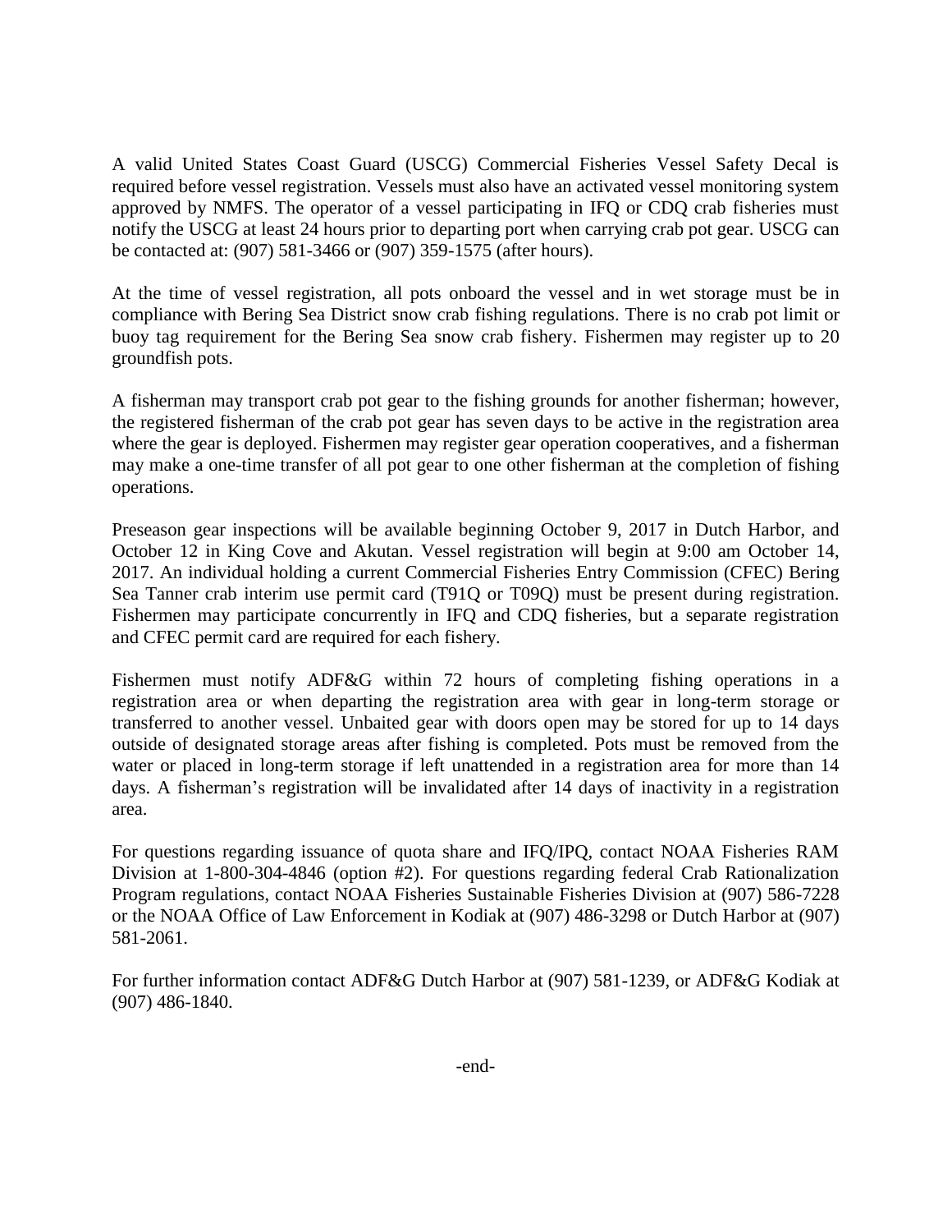A valid United States Coast Guard (USCG) Commercial Fisheries Vessel Safety Decal is required before vessel registration. Vessels must also have an activated vessel monitoring system approved by NMFS. The operator of a vessel participating in IFQ or CDQ crab fisheries must notify the USCG at least 24 hours prior to departing port when carrying crab pot gear. USCG can be contacted at: (907) 581-3466 or (907) 359-1575 (after hours).

At the time of vessel registration, all pots onboard the vessel and in wet storage must be in compliance with Bering Sea District snow crab fishing regulations. There is no crab pot limit or buoy tag requirement for the Bering Sea snow crab fishery. Fishermen may register up to 20 groundfish pots.

A fisherman may transport crab pot gear to the fishing grounds for another fisherman; however, the registered fisherman of the crab pot gear has seven days to be active in the registration area where the gear is deployed. Fishermen may register gear operation cooperatives, and a fisherman may make a one-time transfer of all pot gear to one other fisherman at the completion of fishing operations.

Preseason gear inspections will be available beginning October 9, 2017 in Dutch Harbor, and October 12 in King Cove and Akutan. Vessel registration will begin at 9:00 am October 14, 2017. An individual holding a current Commercial Fisheries Entry Commission (CFEC) Bering Sea Tanner crab interim use permit card (T91Q or T09Q) must be present during registration. Fishermen may participate concurrently in IFQ and CDQ fisheries, but a separate registration and CFEC permit card are required for each fishery.

Fishermen must notify ADF&G within 72 hours of completing fishing operations in a registration area or when departing the registration area with gear in long-term storage or transferred to another vessel. Unbaited gear with doors open may be stored for up to 14 days outside of designated storage areas after fishing is completed. Pots must be removed from the water or placed in long-term storage if left unattended in a registration area for more than 14 days. A fisherman's registration will be invalidated after 14 days of inactivity in a registration area.

For questions regarding issuance of quota share and IFQ/IPQ, contact NOAA Fisheries RAM Division at 1-800-304-4846 (option #2). For questions regarding federal Crab Rationalization Program regulations, contact NOAA Fisheries Sustainable Fisheries Division at (907) 586-7228 or the NOAA Office of Law Enforcement in Kodiak at (907) 486-3298 or Dutch Harbor at (907) 581-2061.

For further information contact ADF&G Dutch Harbor at (907) 581-1239, or ADF&G Kodiak at (907) 486-1840.

-end-